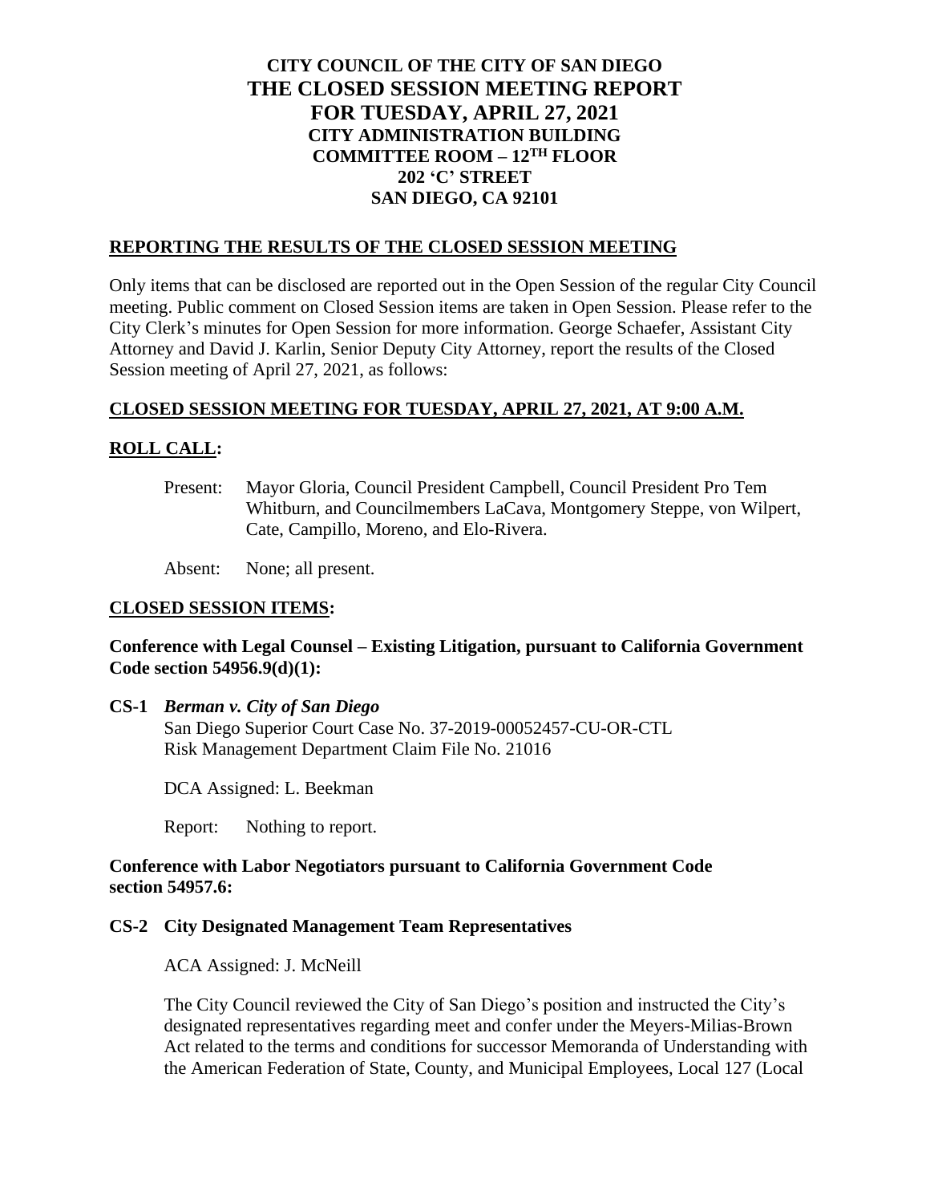# CITY COUNCIL OF THE CITY OF SAN DIEGO
# THE CLOSED SESSION MEETING REPORT
# FOR TUESDAY, APRIL 27, 2021

**CITY ADMINISTRATION BUILDING**
**COMMITTEE ROOM – 12TH FLOOR**
**202 'C' STREET**
**SAN DIEGO, CA 92101**

## REPORTING THE RESULTS OF THE CLOSED SESSION MEETING

Only items that can be disclosed are reported out in the Open Session of the regular City Council meeting. Public comment on Closed Session items are taken in Open Session. Please refer to the City Clerk's minutes for Open Session for more information. George Schaefer, Assistant City Attorney and David J. Karlin, Senior Deputy City Attorney, report the results of the Closed Session meeting of April 27, 2021, as follows:

## CLOSED SESSION MEETING FOR TUESDAY, APRIL 27, 2021, AT 9:00 A.M.

## ROLL CALL:

Present: Mayor Gloria, Council President Campbell, Council President Pro Tem Whitburn, and Councilmembers LaCava, Montgomery Steppe, von Wilpert, Cate, Campillo, Moreno, and Elo-Rivera.

Absent: None; all present.

## CLOSED SESSION ITEMS:

**Conference with Legal Counsel – Existing Litigation, pursuant to California Government Code section 54956.9(d)(1):**

**CS-1** ***Berman v. City of San Diego***
San Diego Superior Court Case No. 37-2019-00052457-CU-OR-CTL
Risk Management Department Claim File No. 21016

DCA Assigned: L. Beekman

Report: Nothing to report.

**Conference with Labor Negotiators pursuant to California Government Code section 54957.6:**

**CS-2 City Designated Management Team Representatives**

ACA Assigned: J. McNeill

The City Council reviewed the City of San Diego's position and instructed the City's designated representatives regarding meet and confer under the Meyers-Milias-Brown Act related to the terms and conditions for successor Memoranda of Understanding with the American Federation of State, County, and Municipal Employees, Local 127 (Local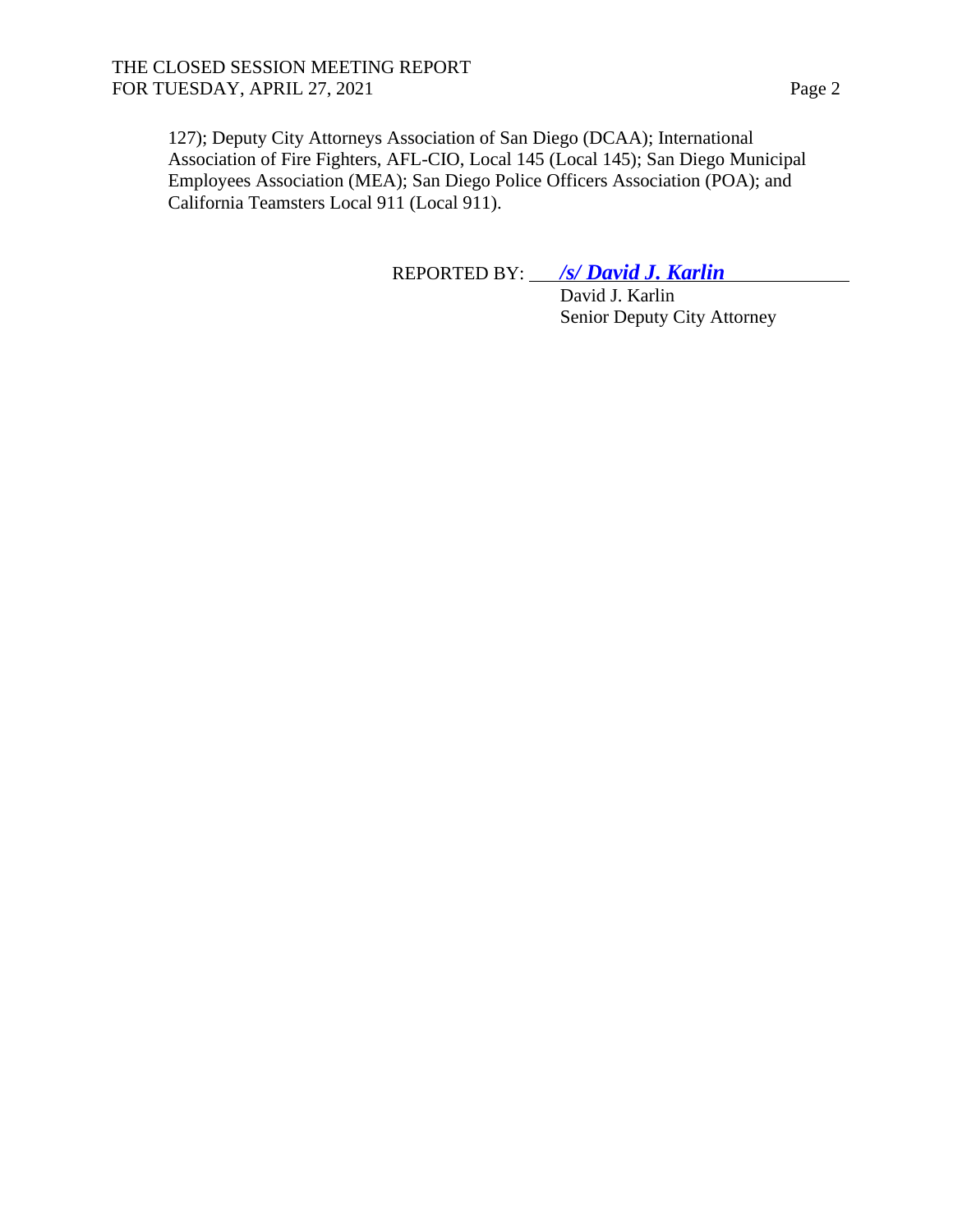127); Deputy City Attorneys Association of San Diego (DCAA); International Association of Fire Fighters, AFL-CIO, Local 145 (Local 145); San Diego Municipal Employees Association (MEA); San Diego Police Officers Association (POA); and California Teamsters Local 911 (Local 911).

REPORTED BY: ***/s/ David J. Karlin***

David J. Karlin
Senior Deputy City Attorney